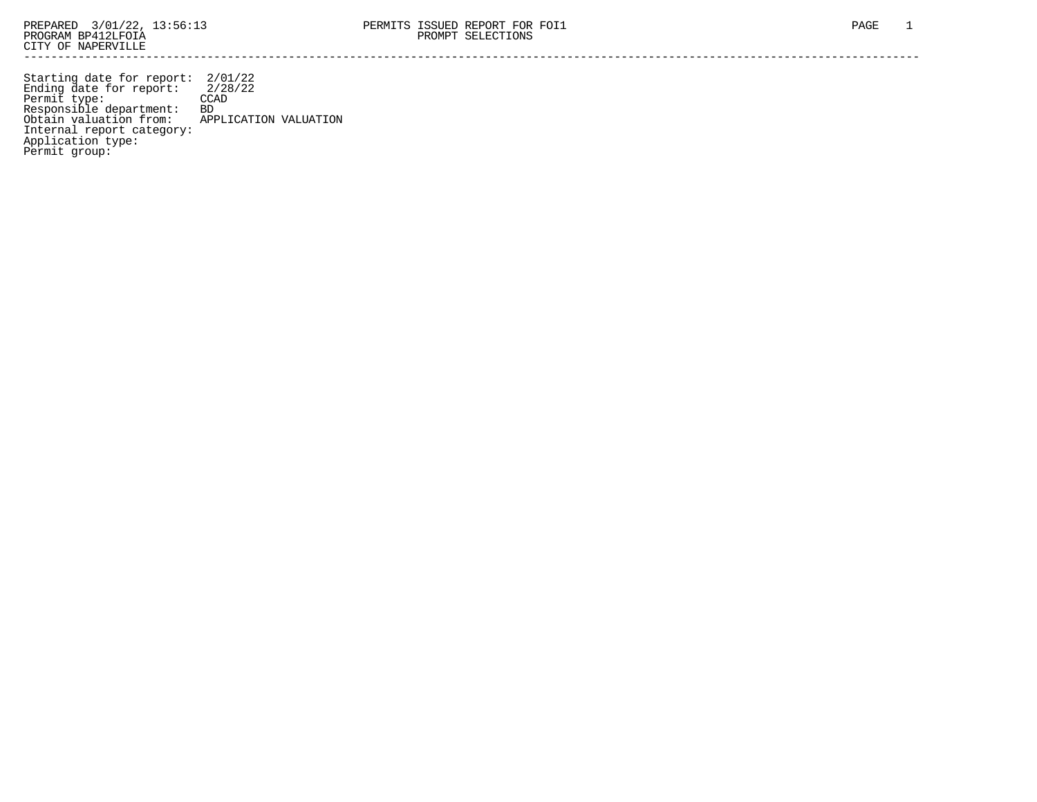PREPARED 3/01/22, 13:56:13
PROGRAM BP412LFOIA
CITY OF NAPERVILLE

# PERMITS ISSUED REPORT FOR FOI1
## PROMPT SELECTIONS

Starting date for report: 2/01/22
Ending date for report: 2/28/22
Permit type: CCAD
Responsible department: BD
Obtain valuation from: APPLICATION VALUATION
Internal report category:
Application type:
Permit group: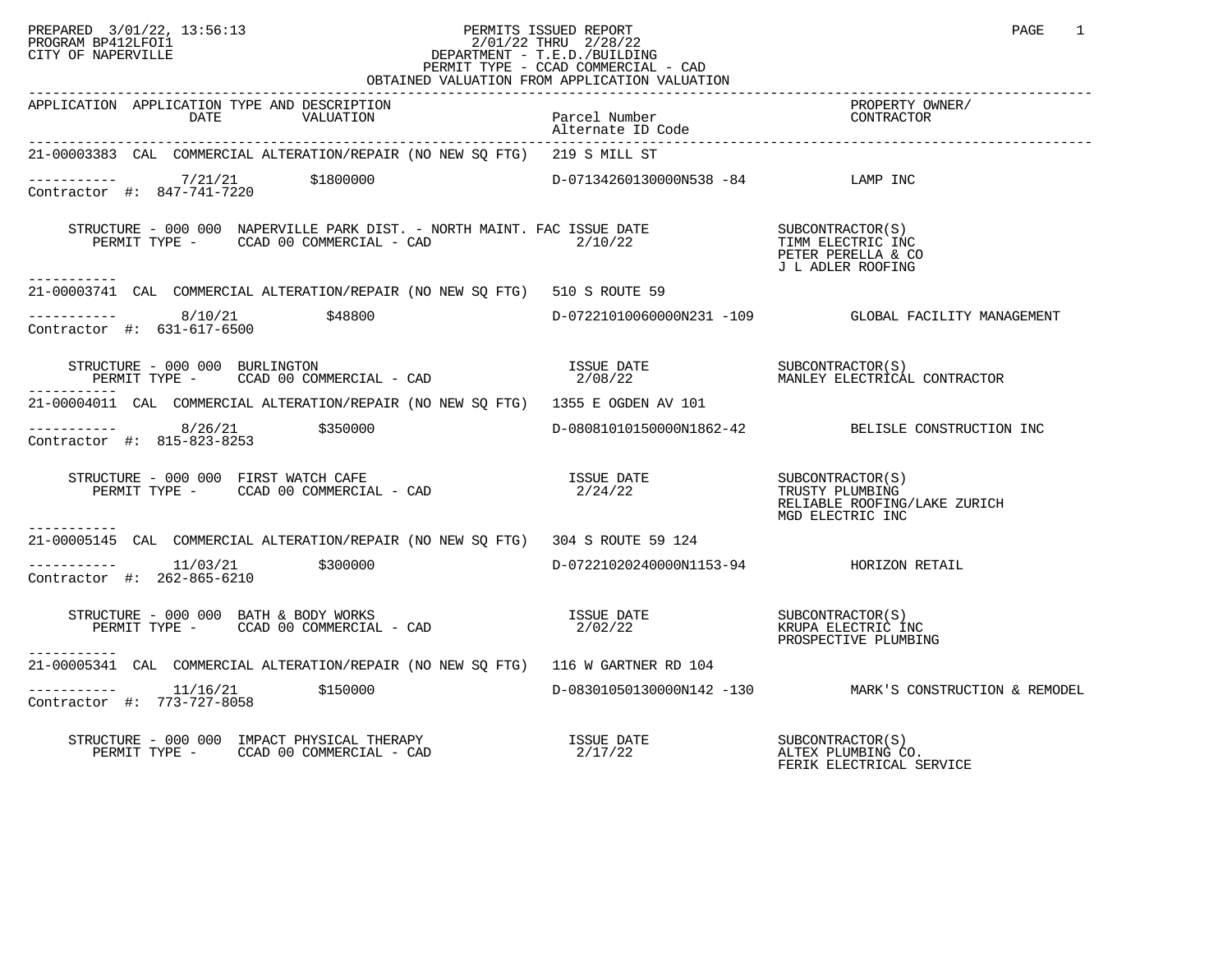PREPARED 3/01/22, 13:56:13
PROGRAM BP412LFOI1
CITY OF NAPERVILLE

# PERMITS ISSUED REPORT

2/01/22 THRU 2/28/22
DEPARTMENT - T.E.D./BUILDING
PERMIT TYPE - CCAD COMMERCIAL - CAD
OBTAINED VALUATION FROM APPLICATION VALUATION

| APPLICATION | APPLICATION TYPE AND DESCRIPTION DATE | VALUATION | Parcel Number / Alternate ID Code | PROPERTY OWNER/ CONTRACTOR |
|---|---|---|---|---|
| 21-00003383 | CAL COMMERCIAL ALTERATION/REPAIR (NO NEW SQ FTG) 219 S MILL ST | | | |
| | 7/21/21 | $1800000 | D-07134260130000N538 -84 | LAMP INC |
| Contractor #: 847-741-7220 | | | | |
| | STRUCTURE - 000 000 NAPERVILLE PARK DIST. - NORTH MAINT. FAC; PERMIT TYPE - CCAD 00 COMMERCIAL - CAD | | ISSUE DATE 2/10/22 | SUBCONTRACTOR(S): TIMM ELECTRIC INC; PETER PERELLA & CO; J L ADLER ROOFING |
| 21-00003741 | CAL COMMERCIAL ALTERATION/REPAIR (NO NEW SQ FTG) 510 S ROUTE 59 | | | |
| | 8/10/21 | $48800 | D-07221010060000N231 -109 | GLOBAL FACILITY MANAGEMENT |
| Contractor #: 631-617-6500 | | | | |
| | STRUCTURE - 000 000 BURLINGTON; PERMIT TYPE - CCAD 00 COMMERCIAL - CAD | | ISSUE DATE 2/08/22 | SUBCONTRACTOR(S): MANLEY ELECTRICAL CONTRACTOR |
| 21-00004011 | CAL COMMERCIAL ALTERATION/REPAIR (NO NEW SQ FTG) 1355 E OGDEN AV 101 | | | |
| | 8/26/21 | $350000 | D-08081010150000N1862-42 | BELISLE CONSTRUCTION INC |
| Contractor #: 815-823-8253 | | | | |
| | STRUCTURE - 000 000 FIRST WATCH CAFE; PERMIT TYPE - CCAD 00 COMMERCIAL - CAD | | ISSUE DATE 2/24/22 | SUBCONTRACTOR(S): TRUSTY PLUMBING; RELIABLE ROOFING/LAKE ZURICH; MGD ELECTRIC INC |
| 21-00005145 | CAL COMMERCIAL ALTERATION/REPAIR (NO NEW SQ FTG) 304 S ROUTE 59 124 | | | |
| | 11/03/21 | $300000 | D-07221020240000N1153-94 | HORIZON RETAIL |
| Contractor #: 262-865-6210 | | | | |
| | STRUCTURE - 000 000 BATH & BODY WORKS; PERMIT TYPE - CCAD 00 COMMERCIAL - CAD | | ISSUE DATE 2/02/22 | SUBCONTRACTOR(S): KRUPA ELECTRIC INC; PROSPECTIVE PLUMBING |
| 21-00005341 | CAL COMMERCIAL ALTERATION/REPAIR (NO NEW SQ FTG) 116 W GARTNER RD 104 | | | |
| | 11/16/21 | $150000 | D-08301050130000N142 -130 | MARK'S CONSTRUCTION & REMODEL |
| Contractor #: 773-727-8058 | | | | |
| | STRUCTURE - 000 000 IMPACT PHYSICAL THERAPY; PERMIT TYPE - CCAD 00 COMMERCIAL - CAD | | ISSUE DATE 2/17/22 | SUBCONTRACTOR(S): ALTEX PLUMBING CO.; FERIK ELECTRICAL SERVICE |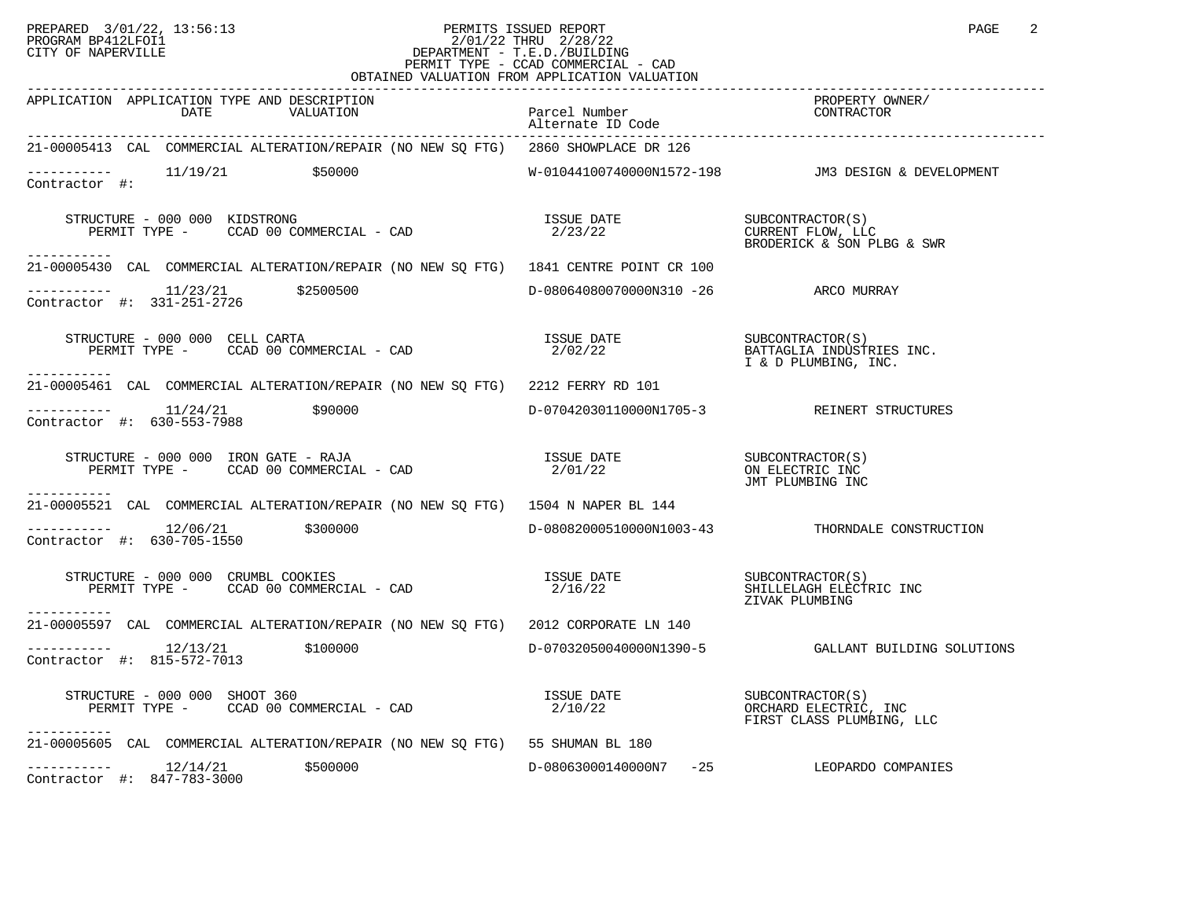PREPARED 3/01/22, 13:56:13
PROGRAM BP412LFOI1
CITY OF NAPERVILLE

PERMITS ISSUED REPORT
2/01/22 THRU 2/28/22
DEPARTMENT - T.E.D./BUILDING
PERMIT TYPE - CCAD COMMERCIAL - CAD
OBTAINED VALUATION FROM APPLICATION VALUATION

| APPLICATION | APPLICATION TYPE AND DESCRIPTION DATE / VALUATION | Parcel Number / Alternate ID Code | PROPERTY OWNER/ CONTRACTOR |
|---|---|---|---|
| 21-00005413 | CAL COMMERCIAL ALTERATION/REPAIR (NO NEW SQ FTG) | 2860 SHOWPLACE DR 126 | |
| ----------- Contractor #: | 11/19/21 $50000 | W-01044100740000N1572-198 | JM3 DESIGN & DEVELOPMENT |
| | STRUCTURE - 000 000 KIDSTRONG PERMIT TYPE - CCAD 00 COMMERCIAL - CAD | ISSUE DATE 2/23/22 | SUBCONTRACTOR(S) CURRENT FLOW, LLC BRODERICK & SON PLBG & SWR |
| 21-00005430 | CAL COMMERCIAL ALTERATION/REPAIR (NO NEW SQ FTG) | 1841 CENTRE POINT CR 100 | |
| ----------- Contractor #: 331-251-2726 | 11/23/21 $2500500 | D-08064080070000N310 -26 | ARCO MURRAY |
| | STRUCTURE - 000 000 CELL CARTA PERMIT TYPE - CCAD 00 COMMERCIAL - CAD | ISSUE DATE 2/02/22 | SUBCONTRACTOR(S) BATTAGLIA INDUSTRIES INC. I & D PLUMBING, INC. |
| 21-00005461 | CAL COMMERCIAL ALTERATION/REPAIR (NO NEW SQ FTG) | 2212 FERRY RD 101 | |
| ----------- Contractor #: 630-553-7988 | 11/24/21 $90000 | D-07042030110000N1705-3 | REINERT STRUCTURES |
| | STRUCTURE - 000 000 IRON GATE - RAJA PERMIT TYPE - CCAD 00 COMMERCIAL - CAD | ISSUE DATE 2/01/22 | SUBCONTRACTOR(S) ON ELECTRIC INC JMT PLUMBING INC |
| 21-00005521 | CAL COMMERCIAL ALTERATION/REPAIR (NO NEW SQ FTG) | 1504 N NAPER BL 144 | |
| ----------- Contractor #: 630-705-1550 | 12/06/21 $300000 | D-08082000510000N1003-43 | THORNDALE CONSTRUCTION |
| | STRUCTURE - 000 000 CRUMBL COOKIES PERMIT TYPE - CCAD 00 COMMERCIAL - CAD | ISSUE DATE 2/16/22 | SUBCONTRACTOR(S) SHILLELAGH ELECTRIC INC ZIVAK PLUMBING |
| 21-00005597 | CAL COMMERCIAL ALTERATION/REPAIR (NO NEW SQ FTG) | 2012 CORPORATE LN 140 | |
| ----------- Contractor #: 815-572-7013 | 12/13/21 $100000 | D-07032050040000N1390-5 | GALLANT BUILDING SOLUTIONS |
| | STRUCTURE - 000 000 SHOOT 360 PERMIT TYPE - CCAD 00 COMMERCIAL - CAD | ISSUE DATE 2/10/22 | SUBCONTRACTOR(S) ORCHARD ELECTRIC, INC FIRST CLASS PLUMBING, LLC |
| 21-00005605 | CAL COMMERCIAL ALTERATION/REPAIR (NO NEW SQ FTG) | 55 SHUMAN BL 180 | |
| ----------- Contractor #: 847-783-3000 | 12/14/21 $500000 | D-08063000140000N7 -25 | LEOPARDO COMPANIES |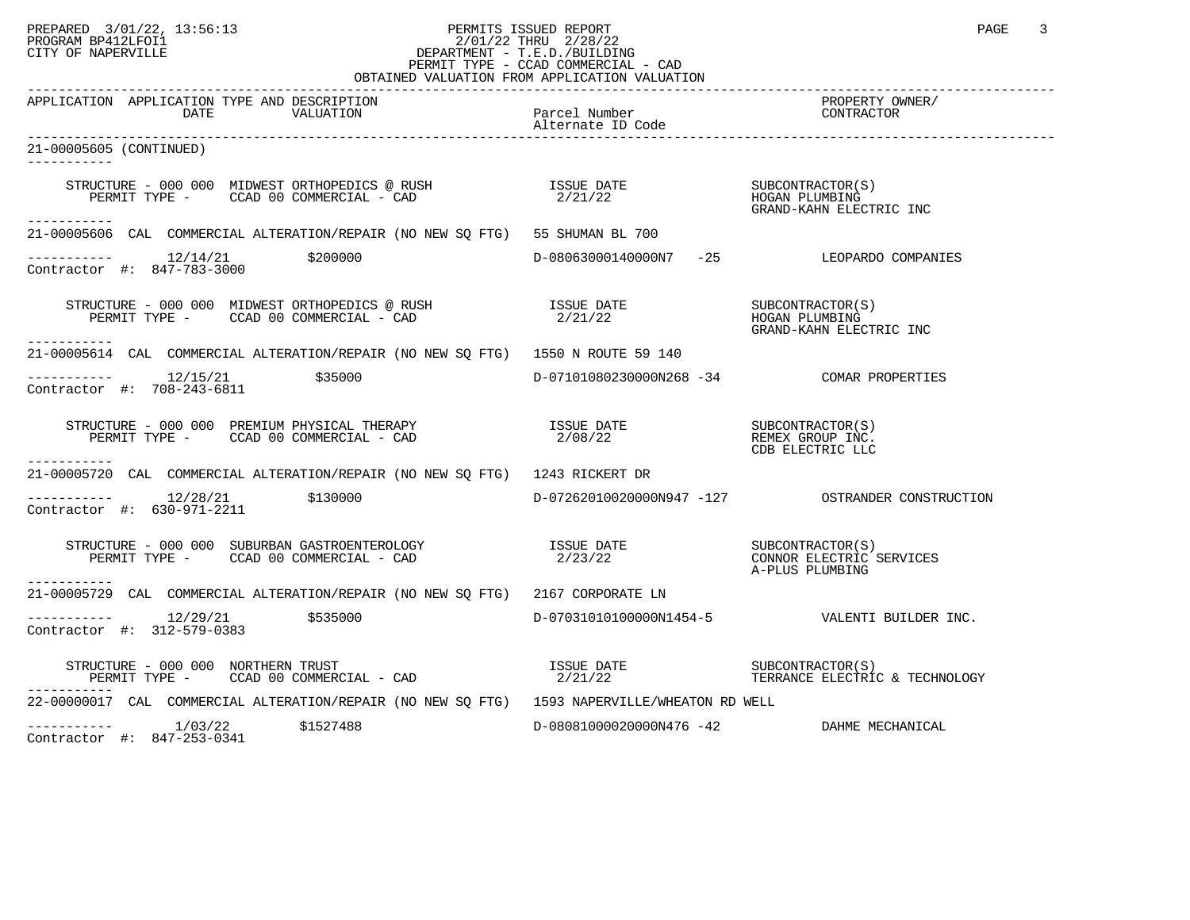PREPARED 3/01/22, 13:56:13
PROGRAM BP412LFOI1
CITY OF NAPERVILLE

PERMITS ISSUED REPORT
2/01/22 THRU 2/28/22
DEPARTMENT - T.E.D./BUILDING
PERMIT TYPE - CCAD COMMERCIAL - CAD
OBTAINED VALUATION FROM APPLICATION VALUATION

| APPLICATION | APPLICATION TYPE AND DESCRIPTION DATE | VALUATION | Parcel Number / Alternate ID Code | PROPERTY OWNER/ CONTRACTOR |
|---|---|---|---|---|

21-00005605 (CONTINUED)

STRUCTURE - 000 000 MIDWEST ORTHOPEDICS @ RUSH — ISSUE DATE 2/21/22 — SUBCONTRACTOR(S): HOGAN PLUMBING, GRAND-KAHN ELECTRIC INC
PERMIT TYPE - CCAD 00 COMMERCIAL - CAD

---

21-00005606 CAL COMMERCIAL ALTERATION/REPAIR (NO NEW SQ FTG) 55 SHUMAN BL 700
12/14/21 $200000 D-08063000140000N7 -25 LEOPARDO COMPANIES
Contractor #: 847-783-3000

STRUCTURE - 000 000 MIDWEST ORTHOPEDICS @ RUSH — ISSUE DATE 2/21/22 — SUBCONTRACTOR(S): HOGAN PLUMBING, GRAND-KAHN ELECTRIC INC
PERMIT TYPE - CCAD 00 COMMERCIAL - CAD

---

21-00005614 CAL COMMERCIAL ALTERATION/REPAIR (NO NEW SQ FTG) 1550 N ROUTE 59 140
12/15/21 $35000 D-07101080230000N268 -34 COMAR PROPERTIES
Contractor #: 708-243-6811

STRUCTURE - 000 000 PREMIUM PHYSICAL THERAPY — ISSUE DATE 2/08/22 — SUBCONTRACTOR(S): REMEX GROUP INC., CDB ELECTRIC LLC
PERMIT TYPE - CCAD 00 COMMERCIAL - CAD

---

21-00005720 CAL COMMERCIAL ALTERATION/REPAIR (NO NEW SQ FTG) 1243 RICKERT DR
12/28/21 $130000 D-07262010020000N947 -127 OSTRANDER CONSTRUCTION
Contractor #: 630-971-2211

STRUCTURE - 000 000 SUBURBAN GASTROENTEROLOGY — ISSUE DATE 2/23/22 — SUBCONTRACTOR(S): CONNOR ELECTRIC SERVICES, A-PLUS PLUMBING
PERMIT TYPE - CCAD 00 COMMERCIAL - CAD

---

21-00005729 CAL COMMERCIAL ALTERATION/REPAIR (NO NEW SQ FTG) 2167 CORPORATE LN
12/29/21 $535000 D-07031010100000N1454-5 VALENTI BUILDER INC.
Contractor #: 312-579-0383

STRUCTURE - 000 000 NORTHERN TRUST — ISSUE DATE 2/21/22 — SUBCONTRACTOR(S): TERRANCE ELECTRIC & TECHNOLOGY
PERMIT TYPE - CCAD 00 COMMERCIAL - CAD

---

22-00000017 CAL COMMERCIAL ALTERATION/REPAIR (NO NEW SQ FTG) 1593 NAPERVILLE/WHEATON RD WELL
1/03/22 $1527488 D-08081000020000N476 -42 DAHME MECHANICAL
Contractor #: 847-253-0341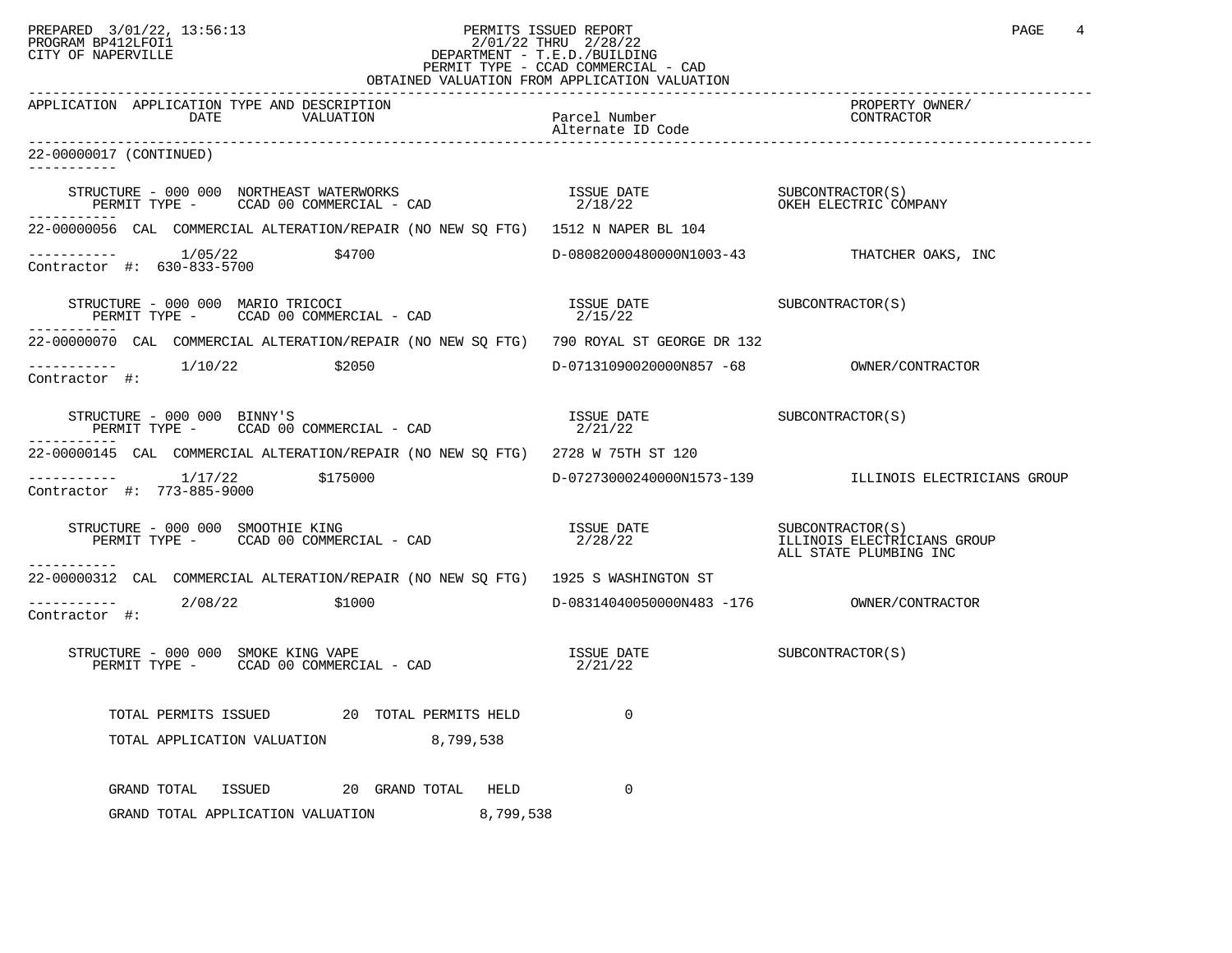PERMITS ISSUED REPORT
2/01/22 THRU 2/28/22
DEPARTMENT - T.E.D./BUILDING
PERMIT TYPE - CCAD COMMERCIAL - CAD
OBTAINED VALUATION FROM APPLICATION VALUATION

| APPLICATION | APPLICATION TYPE AND DESCRIPTION DATE VALUATION | Parcel Number Alternate ID Code | PROPERTY OWNER/ CONTRACTOR |
|---|---|---|---|

22-00000017 (CONTINUED)

STRUCTURE - 000 000 NORTHEAST WATERWORKS — ISSUE DATE 2/18/22 — SUBCONTRACTOR(S): OKEH ELECTRIC COMPANY
PERMIT TYPE - CCAD 00 COMMERCIAL - CAD

22-00000056 CAL COMMERCIAL ALTERATION/REPAIR (NO NEW SQ FTG) 1512 N NAPER BL 104
1/05/22 $4700 D-08082000480000N1003-43 THATCHER OAKS, INC
Contractor #: 630-833-5700

STRUCTURE - 000 000 MARIO TRICOCI — ISSUE DATE 2/15/22 — SUBCONTRACTOR(S)
PERMIT TYPE - CCAD 00 COMMERCIAL - CAD

22-00000070 CAL COMMERCIAL ALTERATION/REPAIR (NO NEW SQ FTG) 790 ROYAL ST GEORGE DR 132
1/10/22 $2050 D-07131090020000N857 -68 OWNER/CONTRACTOR
Contractor #:

STRUCTURE - 000 000 BINNY'S — ISSUE DATE 2/21/22 — SUBCONTRACTOR(S)
PERMIT TYPE - CCAD 00 COMMERCIAL - CAD

22-00000145 CAL COMMERCIAL ALTERATION/REPAIR (NO NEW SQ FTG) 2728 W 75TH ST 120
1/17/22 $175000 D-07273000240000N1573-139 ILLINOIS ELECTRICIANS GROUP
Contractor #: 773-885-9000

STRUCTURE - 000 000 SMOOTHIE KING — ISSUE DATE 2/28/22 — SUBCONTRACTOR(S): ILLINOIS ELECTRICIANS GROUP, ALL STATE PLUMBING INC
PERMIT TYPE - CCAD 00 COMMERCIAL - CAD

22-00000312 CAL COMMERCIAL ALTERATION/REPAIR (NO NEW SQ FTG) 1925 S WASHINGTON ST
2/08/22 $1000 D-08314040050000N483 -176 OWNER/CONTRACTOR
Contractor #:

STRUCTURE - 000 000 SMOKE KING VAPE — ISSUE DATE 2/21/22 — SUBCONTRACTOR(S)
PERMIT TYPE - CCAD 00 COMMERCIAL - CAD

TOTAL PERMITS ISSUED 20 TOTAL PERMITS HELD 0

TOTAL APPLICATION VALUATION 8,799,538

GRAND TOTAL ISSUED 20 GRAND TOTAL HELD 0

GRAND TOTAL APPLICATION VALUATION 8,799,538